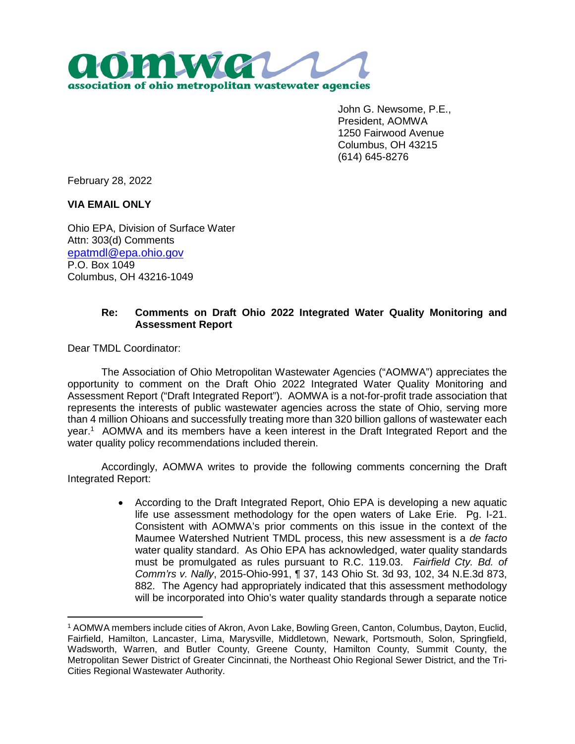**aomwa**
**association of ohio metropolitan wastewater agencies**

John G. Newsome, P.E.,
President, AOMWA
1250 Fairwood Avenue
Columbus, OH 43215
(614) 645-8276

February 28, 2022

**VIA EMAIL ONLY**

Ohio EPA, Division of Surface Water
Attn: 303(d) Comments
epatmdl@epa.ohio.gov
P.O. Box 1049
Columbus, OH 43216-1049

**Re: Comments on Draft Ohio 2022 Integrated Water Quality Monitoring and Assessment Report**

Dear TMDL Coordinator:

The Association of Ohio Metropolitan Wastewater Agencies ("AOMWA") appreciates the opportunity to comment on the Draft Ohio 2022 Integrated Water Quality Monitoring and Assessment Report ("Draft Integrated Report"). AOMWA is a not-for-profit trade association that represents the interests of public wastewater agencies across the state of Ohio, serving more than 4 million Ohioans and successfully treating more than 320 billion gallons of wastewater each year.[1] AOMWA and its members have a keen interest in the Draft Integrated Report and the water quality policy recommendations included therein.

Accordingly, AOMWA writes to provide the following comments concerning the Draft Integrated Report:

- According to the Draft Integrated Report, Ohio EPA is developing a new aquatic life use assessment methodology for the open waters of Lake Erie. Pg. I-21. Consistent with AOMWA's prior comments on this issue in the context of the Maumee Watershed Nutrient TMDL process, this new assessment is a *de facto* water quality standard. As Ohio EPA has acknowledged, water quality standards must be promulgated as rules pursuant to R.C. 119.03. *Fairfield Cty. Bd. of Comm'rs v. Nally*, 2015-Ohio-991, ¶ 37, 143 Ohio St. 3d 93, 102, 34 N.E.3d 873, 882. The Agency had appropriately indicated that this assessment methodology will be incorporated into Ohio's water quality standards through a separate notice

[1] AOMWA members include cities of Akron, Avon Lake, Bowling Green, Canton, Columbus, Dayton, Euclid, Fairfield, Hamilton, Lancaster, Lima, Marysville, Middletown, Newark, Portsmouth, Solon, Springfield, Wadsworth, Warren, and Butler County, Greene County, Hamilton County, Summit County, the Metropolitan Sewer District of Greater Cincinnati, the Northeast Ohio Regional Sewer District, and the Tri-Cities Regional Wastewater Authority.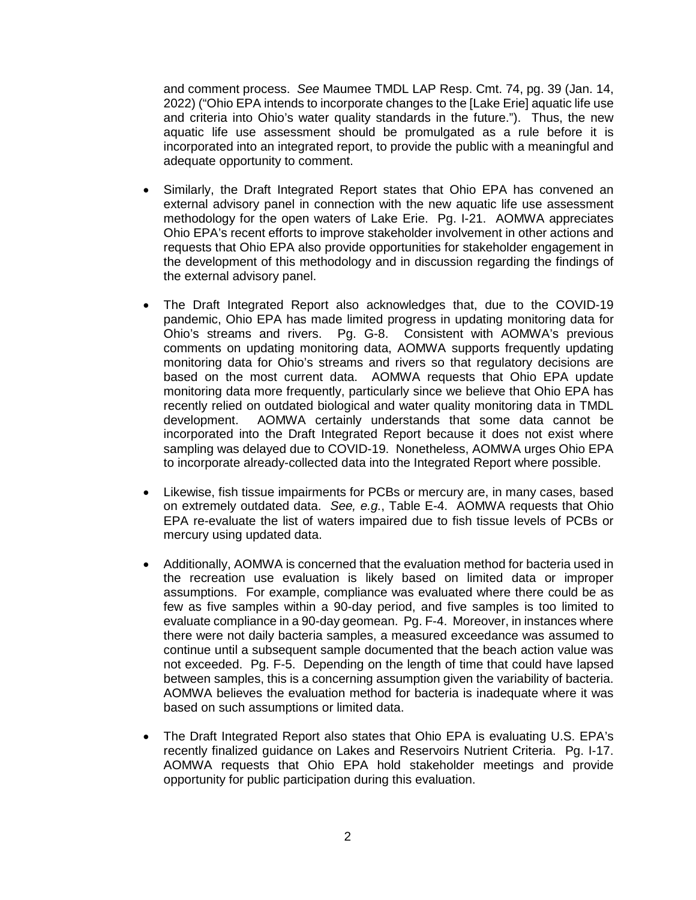and comment process. *See* Maumee TMDL LAP Resp. Cmt. 74, pg. 39 (Jan. 14, 2022) ("Ohio EPA intends to incorporate changes to the [Lake Erie] aquatic life use and criteria into Ohio's water quality standards in the future."). Thus, the new aquatic life use assessment should be promulgated as a rule before it is incorporated into an integrated report, to provide the public with a meaningful and adequate opportunity to comment.

- Similarly, the Draft Integrated Report states that Ohio EPA has convened an external advisory panel in connection with the new aquatic life use assessment methodology for the open waters of Lake Erie. Pg. I-21. AOMWA appreciates Ohio EPA's recent efforts to improve stakeholder involvement in other actions and requests that Ohio EPA also provide opportunities for stakeholder engagement in the development of this methodology and in discussion regarding the findings of the external advisory panel.

- The Draft Integrated Report also acknowledges that, due to the COVID-19 pandemic, Ohio EPA has made limited progress in updating monitoring data for Ohio's streams and rivers. Pg. G-8. Consistent with AOMWA's previous comments on updating monitoring data, AOMWA supports frequently updating monitoring data for Ohio's streams and rivers so that regulatory decisions are based on the most current data. AOMWA requests that Ohio EPA update monitoring data more frequently, particularly since we believe that Ohio EPA has recently relied on outdated biological and water quality monitoring data in TMDL development. AOMWA certainly understands that some data cannot be incorporated into the Draft Integrated Report because it does not exist where sampling was delayed due to COVID-19. Nonetheless, AOMWA urges Ohio EPA to incorporate already-collected data into the Integrated Report where possible.

- Likewise, fish tissue impairments for PCBs or mercury are, in many cases, based on extremely outdated data. *See, e.g.*, Table E-4. AOMWA requests that Ohio EPA re-evaluate the list of waters impaired due to fish tissue levels of PCBs or mercury using updated data.

- Additionally, AOMWA is concerned that the evaluation method for bacteria used in the recreation use evaluation is likely based on limited data or improper assumptions. For example, compliance was evaluated where there could be as few as five samples within a 90-day period, and five samples is too limited to evaluate compliance in a 90-day geomean. Pg. F-4. Moreover, in instances where there were not daily bacteria samples, a measured exceedance was assumed to continue until a subsequent sample documented that the beach action value was not exceeded. Pg. F-5. Depending on the length of time that could have lapsed between samples, this is a concerning assumption given the variability of bacteria. AOMWA believes the evaluation method for bacteria is inadequate where it was based on such assumptions or limited data.

- The Draft Integrated Report also states that Ohio EPA is evaluating U.S. EPA's recently finalized guidance on Lakes and Reservoirs Nutrient Criteria. Pg. I-17. AOMWA requests that Ohio EPA hold stakeholder meetings and provide opportunity for public participation during this evaluation.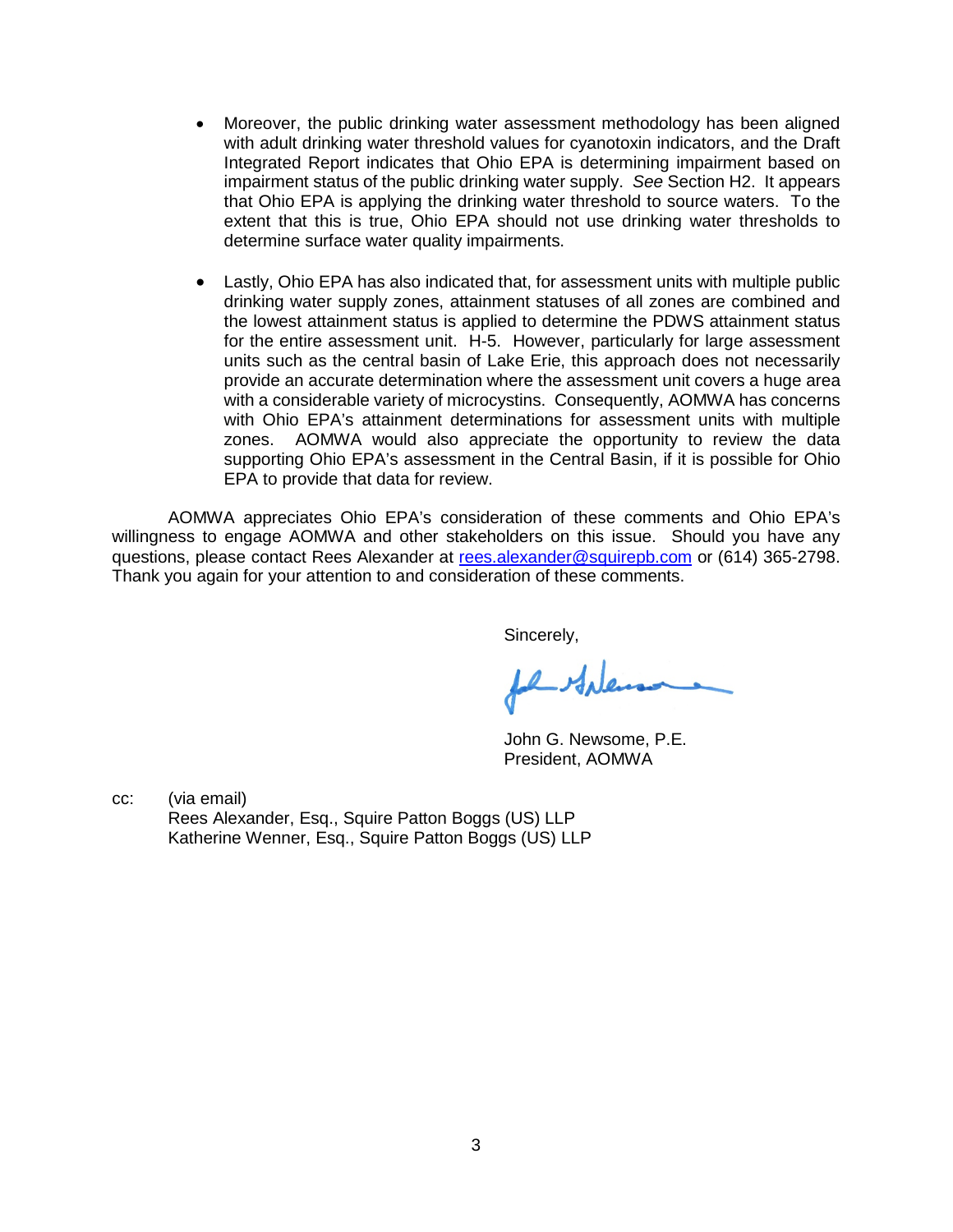- Moreover, the public drinking water assessment methodology has been aligned with adult drinking water threshold values for cyanotoxin indicators, and the Draft Integrated Report indicates that Ohio EPA is determining impairment based on impairment status of the public drinking water supply. *See* Section H2. It appears that Ohio EPA is applying the drinking water threshold to source waters. To the extent that this is true, Ohio EPA should not use drinking water thresholds to determine surface water quality impairments.

- Lastly, Ohio EPA has also indicated that, for assessment units with multiple public drinking water supply zones, attainment statuses of all zones are combined and the lowest attainment status is applied to determine the PDWS attainment status for the entire assessment unit. H-5. However, particularly for large assessment units such as the central basin of Lake Erie, this approach does not necessarily provide an accurate determination where the assessment unit covers a huge area with a considerable variety of microcystins. Consequently, AOMWA has concerns with Ohio EPA's attainment determinations for assessment units with multiple zones. AOMWA would also appreciate the opportunity to review the data supporting Ohio EPA's assessment in the Central Basin, if it is possible for Ohio EPA to provide that data for review.

AOMWA appreciates Ohio EPA's consideration of these comments and Ohio EPA's willingness to engage AOMWA and other stakeholders on this issue. Should you have any questions, please contact Rees Alexander at rees.alexander@squirepb.com or (614) 365-2798. Thank you again for your attention to and consideration of these comments.

Sincerely,

John G. Newsome, P.E.
President, AOMWA

cc: (via email)
Rees Alexander, Esq., Squire Patton Boggs (US) LLP
Katherine Wenner, Esq., Squire Patton Boggs (US) LLP